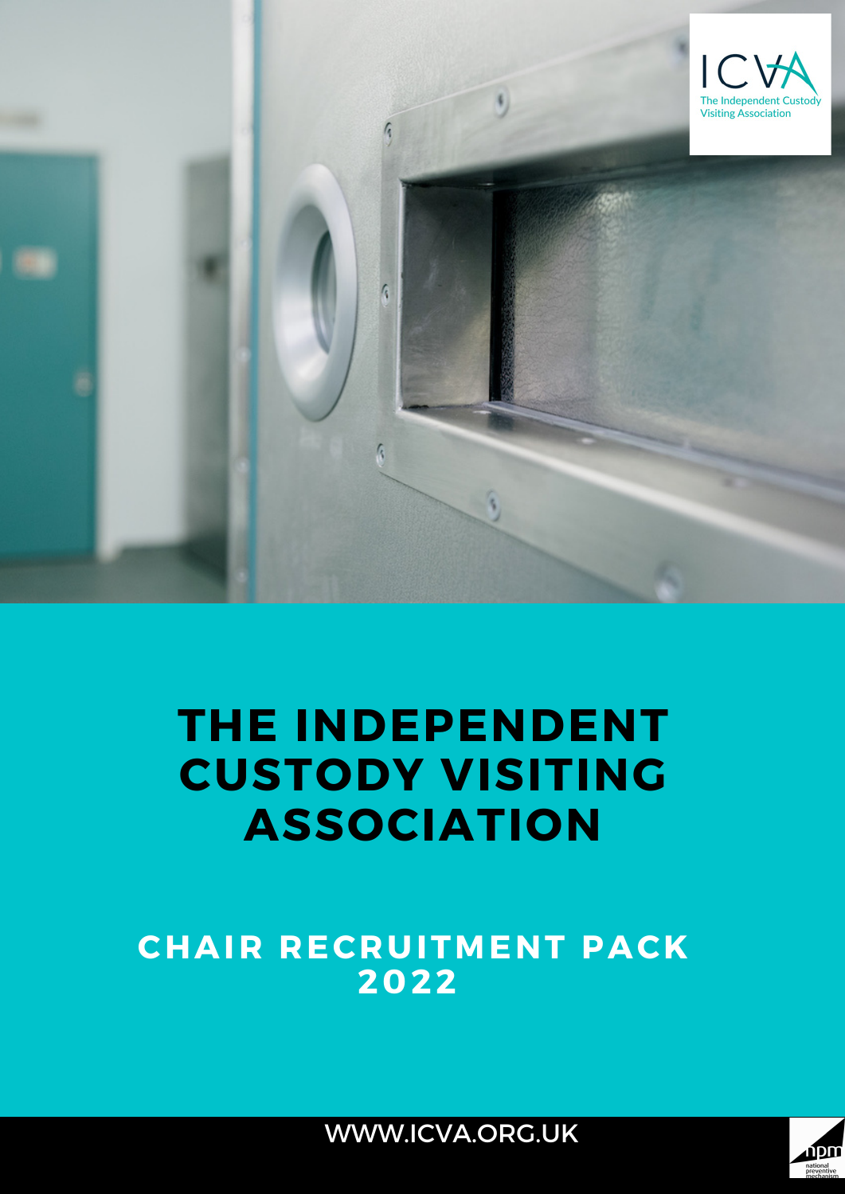ICVA

The Independent Custody Visiting Association

# THE INDEPENDENT CUSTODY VISITING ASSOCIATION

## CHAIR RECRUITMENT PACK 2022

WWW.ICVA.ORG.UK

npm national preventive mechanism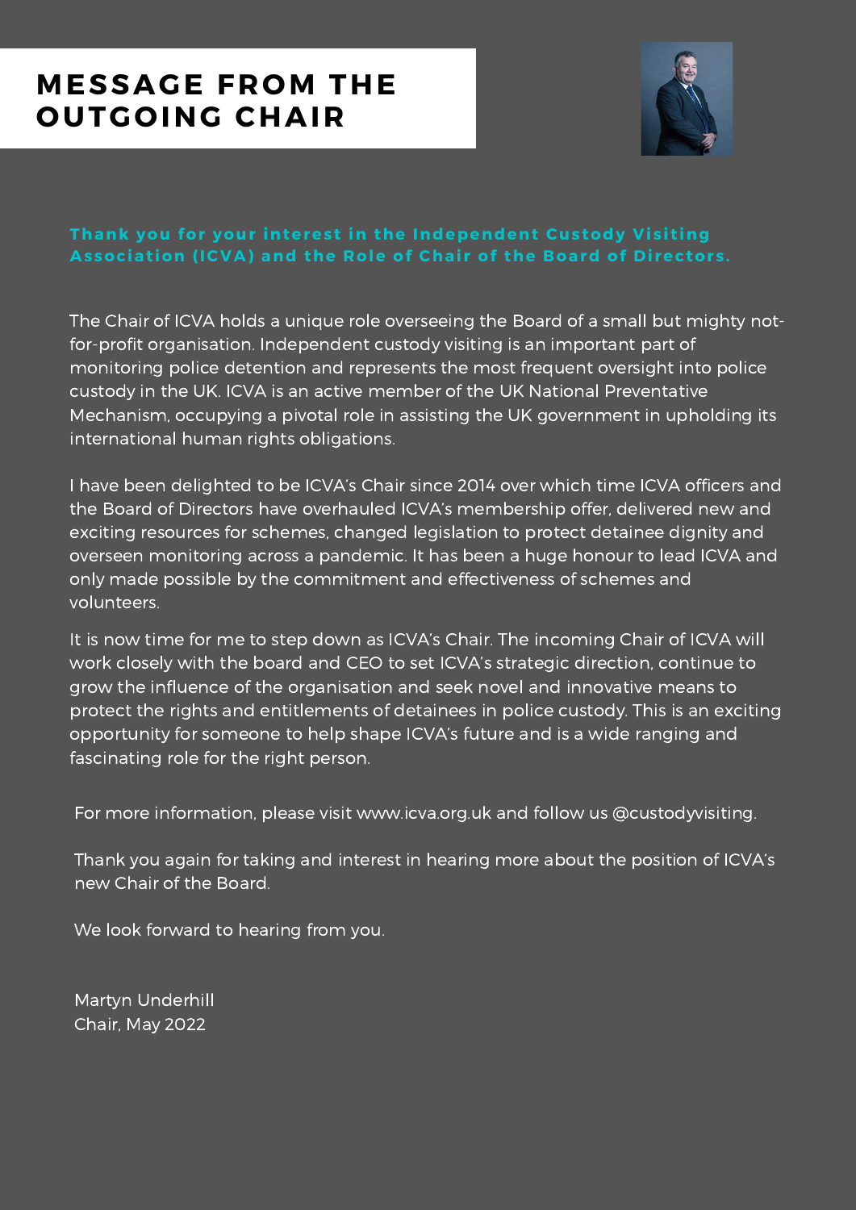# MESSAGE FROM THE OUTGOING CHAIR

**Thank you for your interest in the Independent Custody Visiting Association (ICVA) and the Role of Chair of the Board of Directors.**

The Chair of ICVA holds a unique role overseeing the Board of a small but mighty not-for-profit organisation. Independent custody visiting is an important part of monitoring police detention and represents the most frequent oversight into police custody in the UK. ICVA is an active member of the UK National Preventative Mechanism, occupying a pivotal role in assisting the UK government in upholding its international human rights obligations.

I have been delighted to be ICVA's Chair since 2014 over which time ICVA officers and the Board of Directors have overhauled ICVA's membership offer, delivered new and exciting resources for schemes, changed legislation to protect detainee dignity and overseen monitoring across a pandemic. It has been a huge honour to lead ICVA and only made possible by the commitment and effectiveness of schemes and volunteers.

It is now time for me to step down as ICVA's Chair. The incoming Chair of ICVA will work closely with the board and CEO to set ICVA's strategic direction, continue to grow the influence of the organisation and seek novel and innovative means to protect the rights and entitlements of detainees in police custody. This is an exciting opportunity for someone to help shape ICVA's future and is a wide ranging and fascinating role for the right person.

For more information, please visit www.icva.org.uk and follow us @custodyvisiting.

Thank you again for taking and interest in hearing more about the position of ICVA's new Chair of the Board.

We look forward to hearing from you.

Martyn Underhill
Chair, May 2022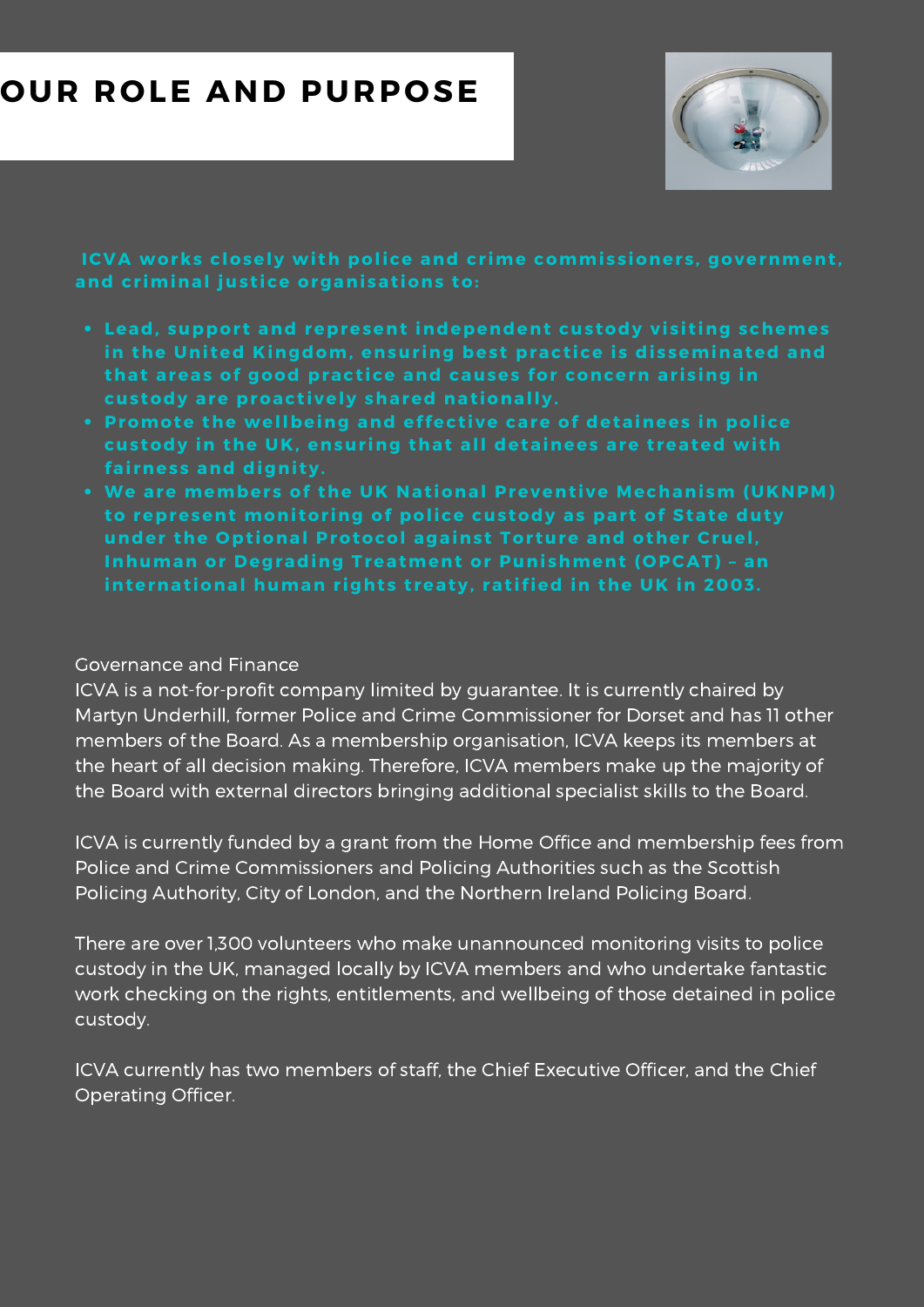# OUR ROLE AND PURPOSE

**ICVA works closely with police and crime commissioners, government, and criminal justice organisations to:**

- **Lead, support and represent independent custody visiting schemes in the United Kingdom, ensuring best practice is disseminated and that areas of good practice and causes for concern arising in custody are proactively shared nationally.**
- **Promote the wellbeing and effective care of detainees in police custody in the UK, ensuring that all detainees are treated with fairness and dignity.**
- **We are members of the UK National Preventive Mechanism (UKNPM) to represent monitoring of police custody as part of State duty under the Optional Protocol against Torture and other Cruel, Inhuman or Degrading Treatment or Punishment (OPCAT) – an international human rights treaty, ratified in the UK in 2003.**

## Governance and Finance

ICVA is a not-for-profit company limited by guarantee. It is currently chaired by Martyn Underhill, former Police and Crime Commissioner for Dorset and has 11 other members of the Board. As a membership organisation, ICVA keeps its members at the heart of all decision making. Therefore, ICVA members make up the majority of the Board with external directors bringing additional specialist skills to the Board.

ICVA is currently funded by a grant from the Home Office and membership fees from Police and Crime Commissioners and Policing Authorities such as the Scottish Policing Authority, City of London, and the Northern Ireland Policing Board.

There are over 1,300 volunteers who make unannounced monitoring visits to police custody in the UK, managed locally by ICVA members and who undertake fantastic work checking on the rights, entitlements, and wellbeing of those detained in police custody.

ICVA currently has two members of staff, the Chief Executive Officer, and the Chief Operating Officer.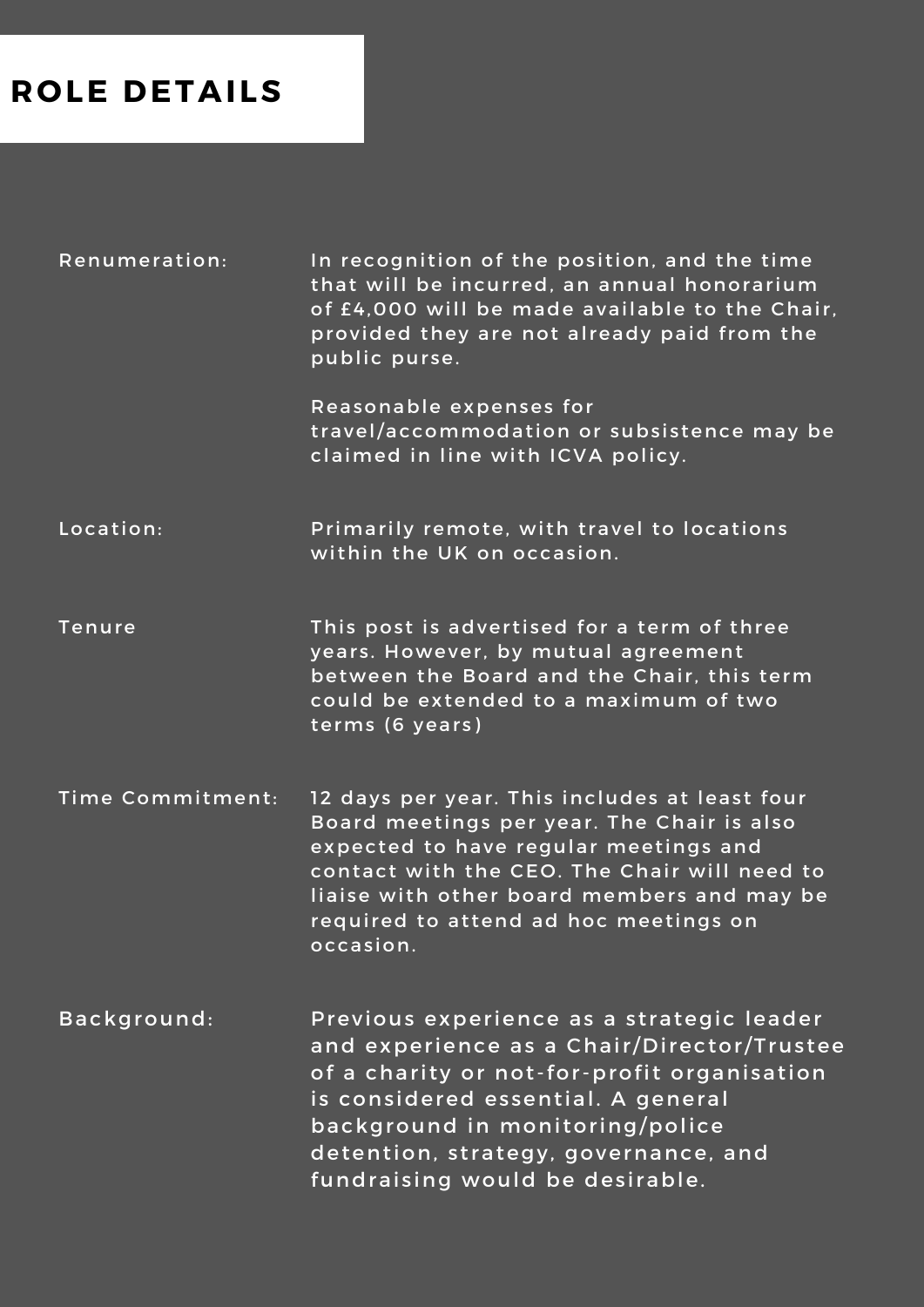# ROLE DETAILS

| | |
|---|---|
| Renumeration: | In recognition of the position, and the time that will be incurred, an annual honorarium of £4,000 will be made available to the Chair, provided they are not already paid from the public purse.<br><br>Reasonable expenses for travel/accommodation or subsistence may be claimed in line with ICVA policy. |
| Location: | Primarily remote, with travel to locations within the UK on occasion. |
| Tenure | This post is advertised for a term of three years. However, by mutual agreement between the Board and the Chair, this term could be extended to a maximum of two terms (6 years) |
| Time Commitment: | 12 days per year. This includes at least four Board meetings per year. The Chair is also expected to have regular meetings and contact with the CEO. The Chair will need to liaise with other board members and may be required to attend ad hoc meetings on occasion. |
| Background: | Previous experience as a strategic leader and experience as a Chair/Director/Trustee of a charity or not-for-profit organisation is considered essential. A general background in monitoring/police detention, strategy, governance, and fundraising would be desirable. |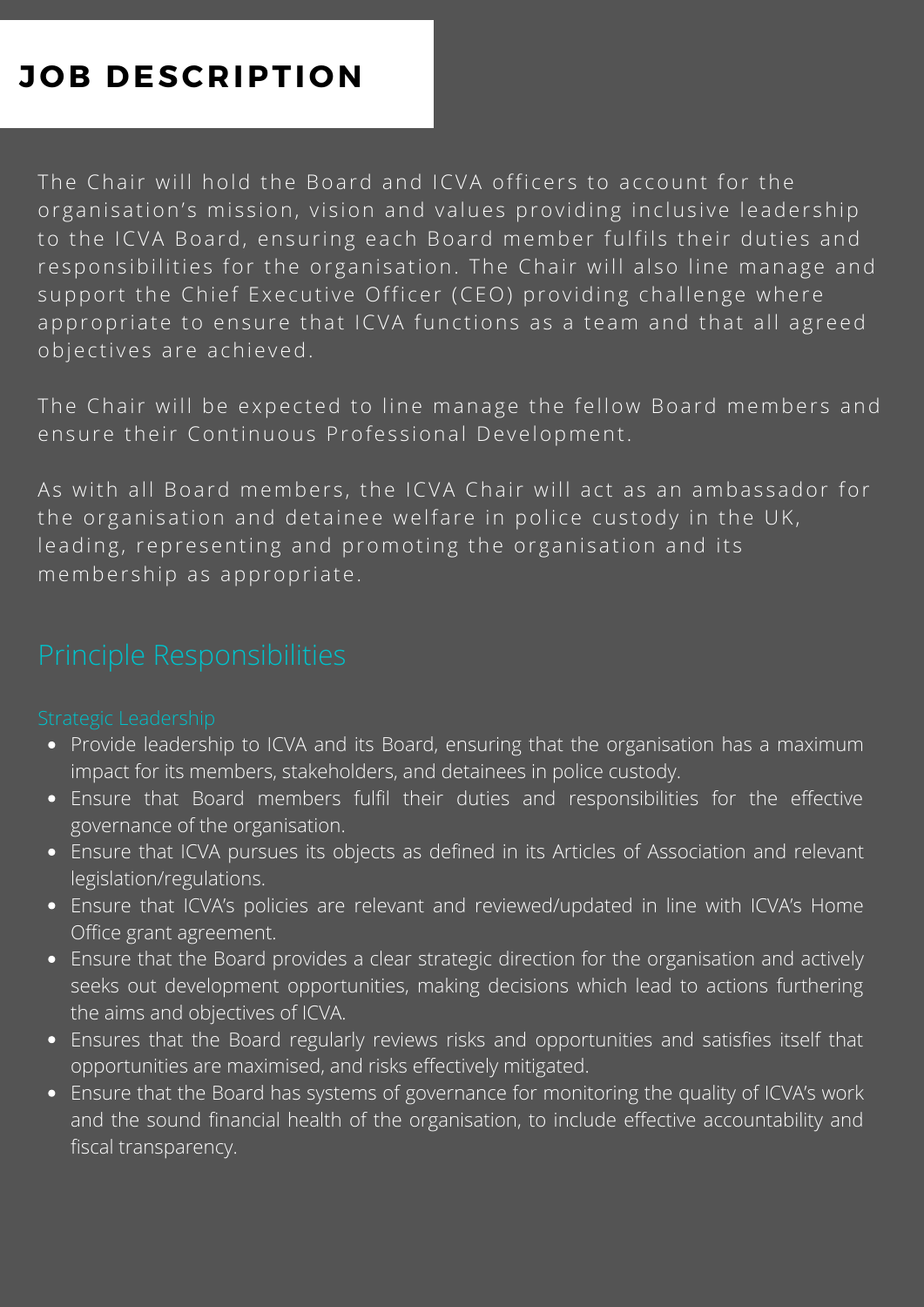# JOB DESCRIPTION

The Chair will hold the Board and ICVA officers to account for the organisation's mission, vision and values providing inclusive leadership to the ICVA Board, ensuring each Board member fulfils their duties and responsibilities for the organisation. The Chair will also line manage and support the Chief Executive Officer (CEO) providing challenge where appropriate to ensure that ICVA functions as a team and that all agreed objectives are achieved.

The Chair will be expected to line manage the fellow Board members and ensure their Continuous Professional Development.

As with all Board members, the ICVA Chair will act as an ambassador for the organisation and detainee welfare in police custody in the UK, leading, representing and promoting the organisation and its membership as appropriate.

## Principle Responsibilities

### Strategic Leadership

- Provide leadership to ICVA and its Board, ensuring that the organisation has a maximum impact for its members, stakeholders, and detainees in police custody.
- Ensure that Board members fulfil their duties and responsibilities for the effective governance of the organisation.
- Ensure that ICVA pursues its objects as defined in its Articles of Association and relevant legislation/regulations.
- Ensure that ICVA's policies are relevant and reviewed/updated in line with ICVA's Home Office grant agreement.
- Ensure that the Board provides a clear strategic direction for the organisation and actively seeks out development opportunities, making decisions which lead to actions furthering the aims and objectives of ICVA.
- Ensures that the Board regularly reviews risks and opportunities and satisfies itself that opportunities are maximised, and risks effectively mitigated.
- Ensure that the Board has systems of governance for monitoring the quality of ICVA's work and the sound financial health of the organisation, to include effective accountability and fiscal transparency.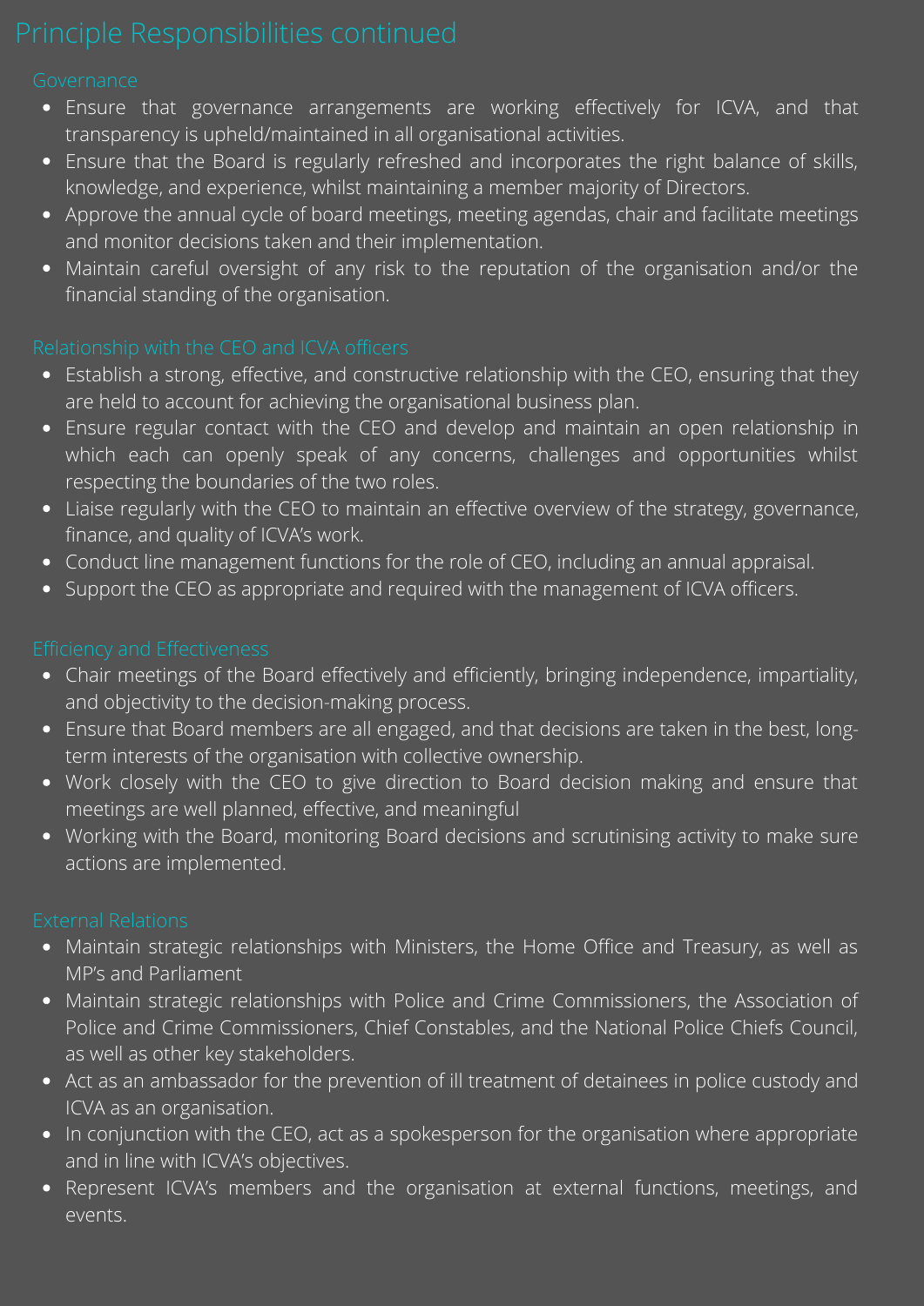# Principle Responsibilities continued

## Governance

- Ensure that governance arrangements are working effectively for ICVA, and that transparency is upheld/maintained in all organisational activities.
- Ensure that the Board is regularly refreshed and incorporates the right balance of skills, knowledge, and experience, whilst maintaining a member majority of Directors.
- Approve the annual cycle of board meetings, meeting agendas, chair and facilitate meetings and monitor decisions taken and their implementation.
- Maintain careful oversight of any risk to the reputation of the organisation and/or the financial standing of the organisation.

## Relationship with the CEO and ICVA officers

- Establish a strong, effective, and constructive relationship with the CEO, ensuring that they are held to account for achieving the organisational business plan.
- Ensure regular contact with the CEO and develop and maintain an open relationship in which each can openly speak of any concerns, challenges and opportunities whilst respecting the boundaries of the two roles.
- Liaise regularly with the CEO to maintain an effective overview of the strategy, governance, finance, and quality of ICVA's work.
- Conduct line management functions for the role of CEO, including an annual appraisal.
- Support the CEO as appropriate and required with the management of ICVA officers.

## Efficiency and Effectiveness

- Chair meetings of the Board effectively and efficiently, bringing independence, impartiality, and objectivity to the decision-making process.
- Ensure that Board members are all engaged, and that decisions are taken in the best, long-term interests of the organisation with collective ownership.
- Work closely with the CEO to give direction to Board decision making and ensure that meetings are well planned, effective, and meaningful
- Working with the Board, monitoring Board decisions and scrutinising activity to make sure actions are implemented.

## External Relations

- Maintain strategic relationships with Ministers, the Home Office and Treasury, as well as MP's and Parliament
- Maintain strategic relationships with Police and Crime Commissioners, the Association of Police and Crime Commissioners, Chief Constables, and the National Police Chiefs Council, as well as other key stakeholders.
- Act as an ambassador for the prevention of ill treatment of detainees in police custody and ICVA as an organisation.
- In conjunction with the CEO, act as a spokesperson for the organisation where appropriate and in line with ICVA's objectives.
- Represent ICVA's members and the organisation at external functions, meetings, and events.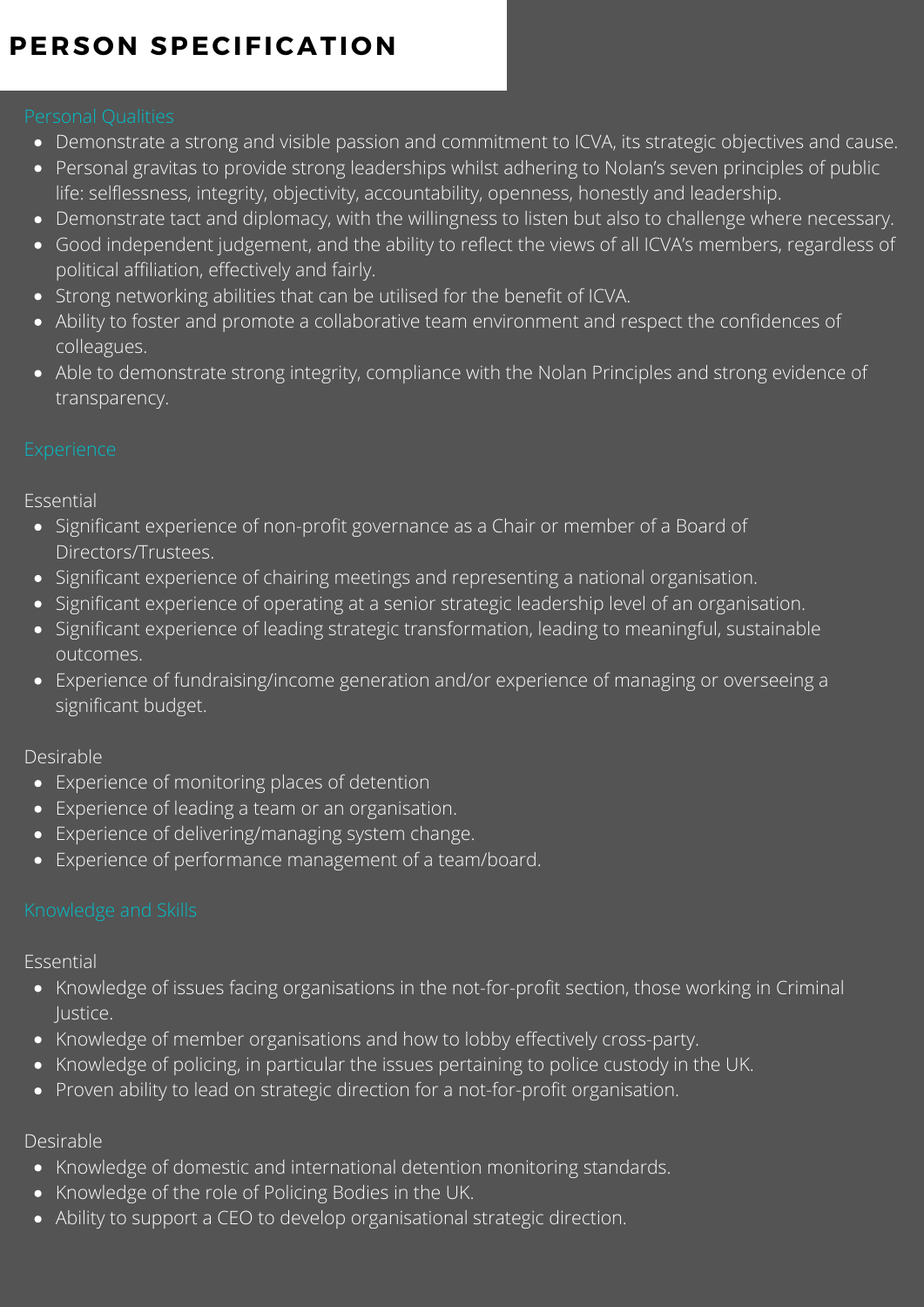# PERSON SPECIFICATION

## Personal Qualities

- Demonstrate a strong and visible passion and commitment to ICVA, its strategic objectives and cause.
- Personal gravitas to provide strong leaderships whilst adhering to Nolan's seven principles of public life: selflessness, integrity, objectivity, accountability, openness, honestly and leadership.
- Demonstrate tact and diplomacy, with the willingness to listen but also to challenge where necessary.
- Good independent judgement, and the ability to reflect the views of all ICVA's members, regardless of political affiliation, effectively and fairly.
- Strong networking abilities that can be utilised for the benefit of ICVA.
- Ability to foster and promote a collaborative team environment and respect the confidences of colleagues.
- Able to demonstrate strong integrity, compliance with the Nolan Principles and strong evidence of transparency.

## Experience

Essential

- Significant experience of non-profit governance as a Chair or member of a Board of Directors/Trustees.
- Significant experience of chairing meetings and representing a national organisation.
- Significant experience of operating at a senior strategic leadership level of an organisation.
- Significant experience of leading strategic transformation, leading to meaningful, sustainable outcomes.
- Experience of fundraising/income generation and/or experience of managing or overseeing a significant budget.

Desirable

- Experience of monitoring places of detention
- Experience of leading a team or an organisation.
- Experience of delivering/managing system change.
- Experience of performance management of a team/board.

## Knowledge and Skills

Essential

- Knowledge of issues facing organisations in the not-for-profit section, those working in Criminal Justice.
- Knowledge of member organisations and how to lobby effectively cross-party.
- Knowledge of policing, in particular the issues pertaining to police custody in the UK.
- Proven ability to lead on strategic direction for a not-for-profit organisation.

Desirable

- Knowledge of domestic and international detention monitoring standards.
- Knowledge of the role of Policing Bodies in the UK.
- Ability to support a CEO to develop organisational strategic direction.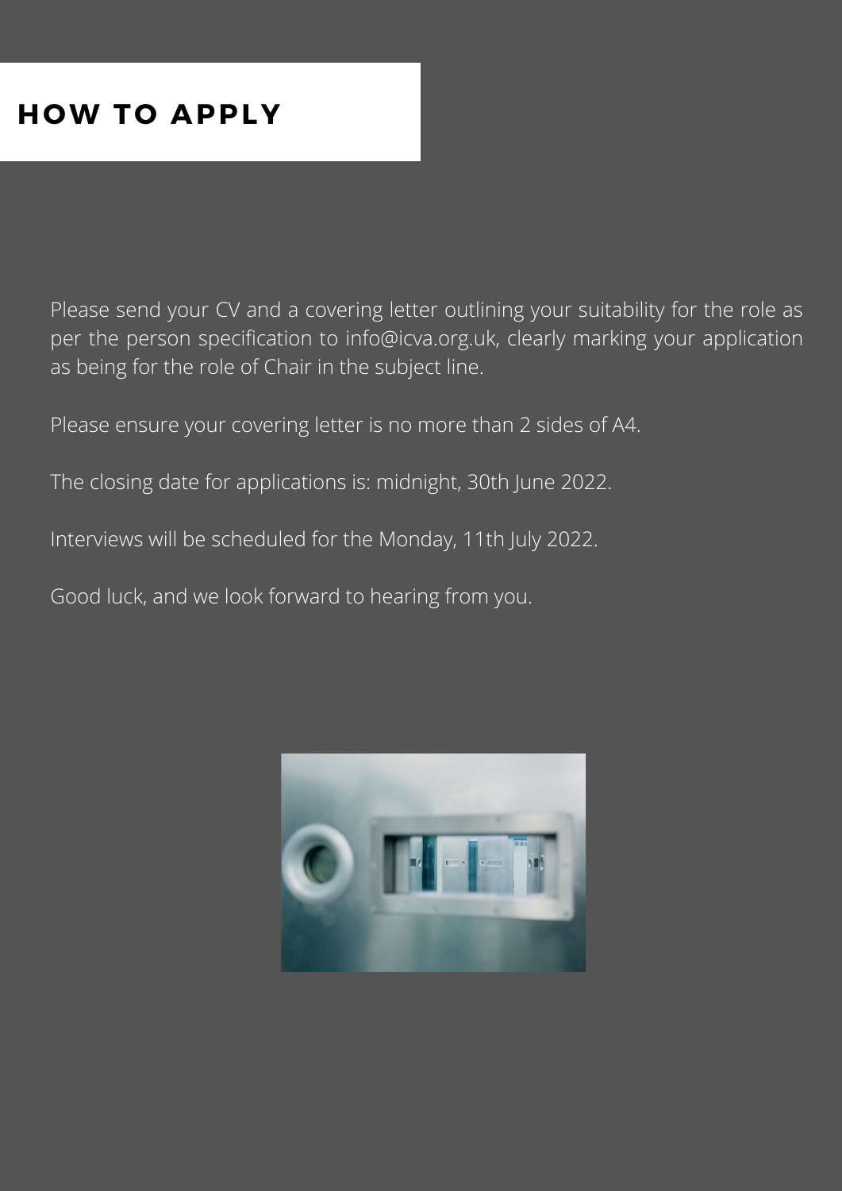# HOW TO APPLY

Please send your CV and a covering letter outlining your suitability for the role as per the person specification to info@icva.org.uk, clearly marking your application as being for the role of Chair in the subject line.

Please ensure your covering letter is no more than 2 sides of A4.

The closing date for applications is: midnight, 30th June 2022.

Interviews will be scheduled for the Monday, 11th July 2022.

Good luck, and we look forward to hearing from you.